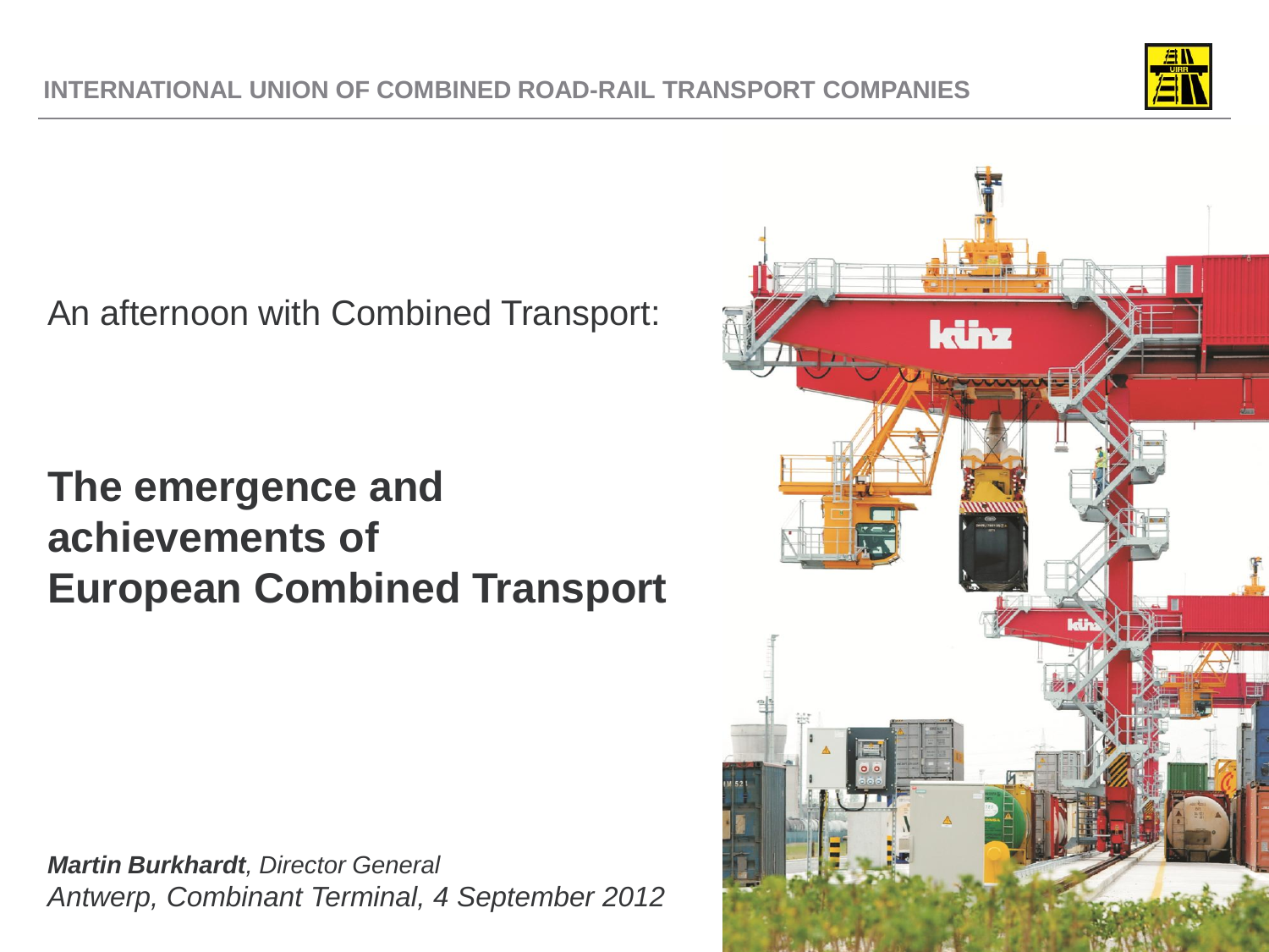INTERNATIONAL UNION OF COMBINED ROAD-RAIL TRANSPORT COMPANIES

An afternoon with Combined Transport:

# The emergence and achievements of European Combined Transport

***Martin Burkhardt**, Director General*

*Antwerp, Combinant Terminal, 4 September 2012*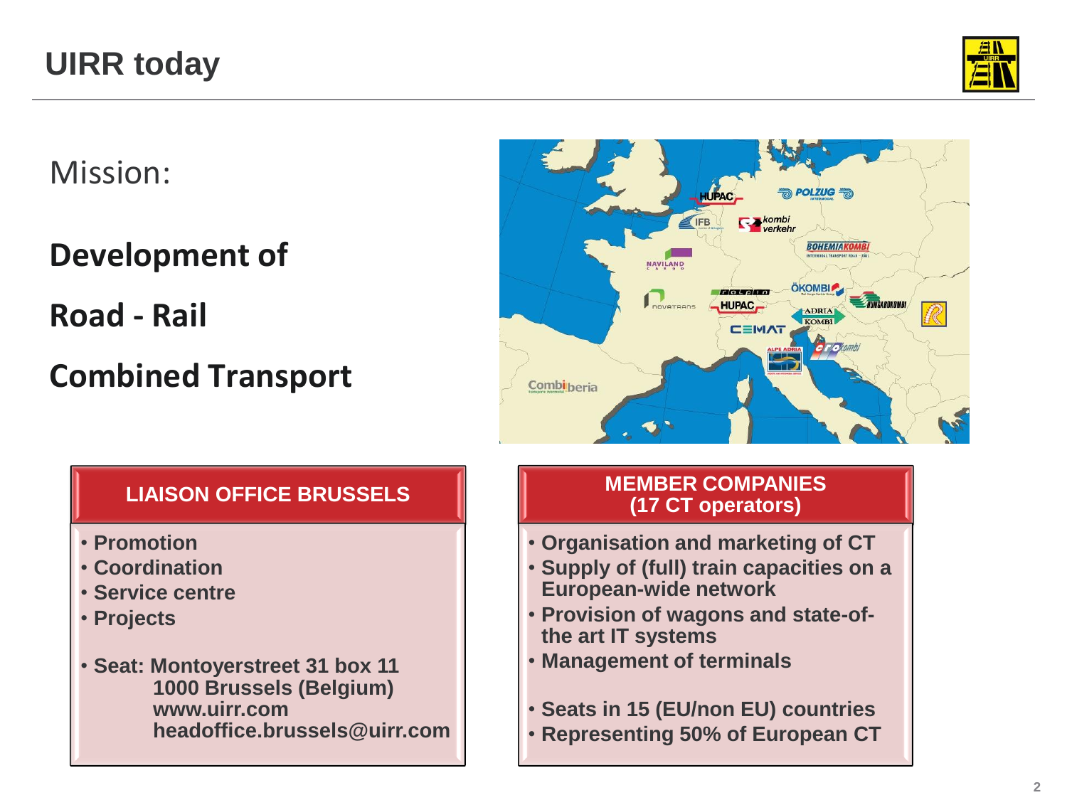# UIRR today

Mission:

**Development of**

**Road - Rail**

**Combined Transport**

## LIAISON OFFICE BRUSSELS

- **Promotion**
- **Coordination**
- **Service centre**
- **Projects**

- **Seat: Montoyerstreet 31 box 11**
  **1000 Brussels (Belgium)**
  **www.uirr.com**
  **headoffice.brussels@uirr.com**

## MEMBER COMPANIES (17 CT operators)

- **Organisation and marketing of CT**
- **Supply of (full) train capacities on a European-wide network**
- **Provision of wagons and state-of-the art IT systems**
- **Management of terminals**

- **Seats in 15 (EU/non EU) countries**
- **Representing 50% of European CT**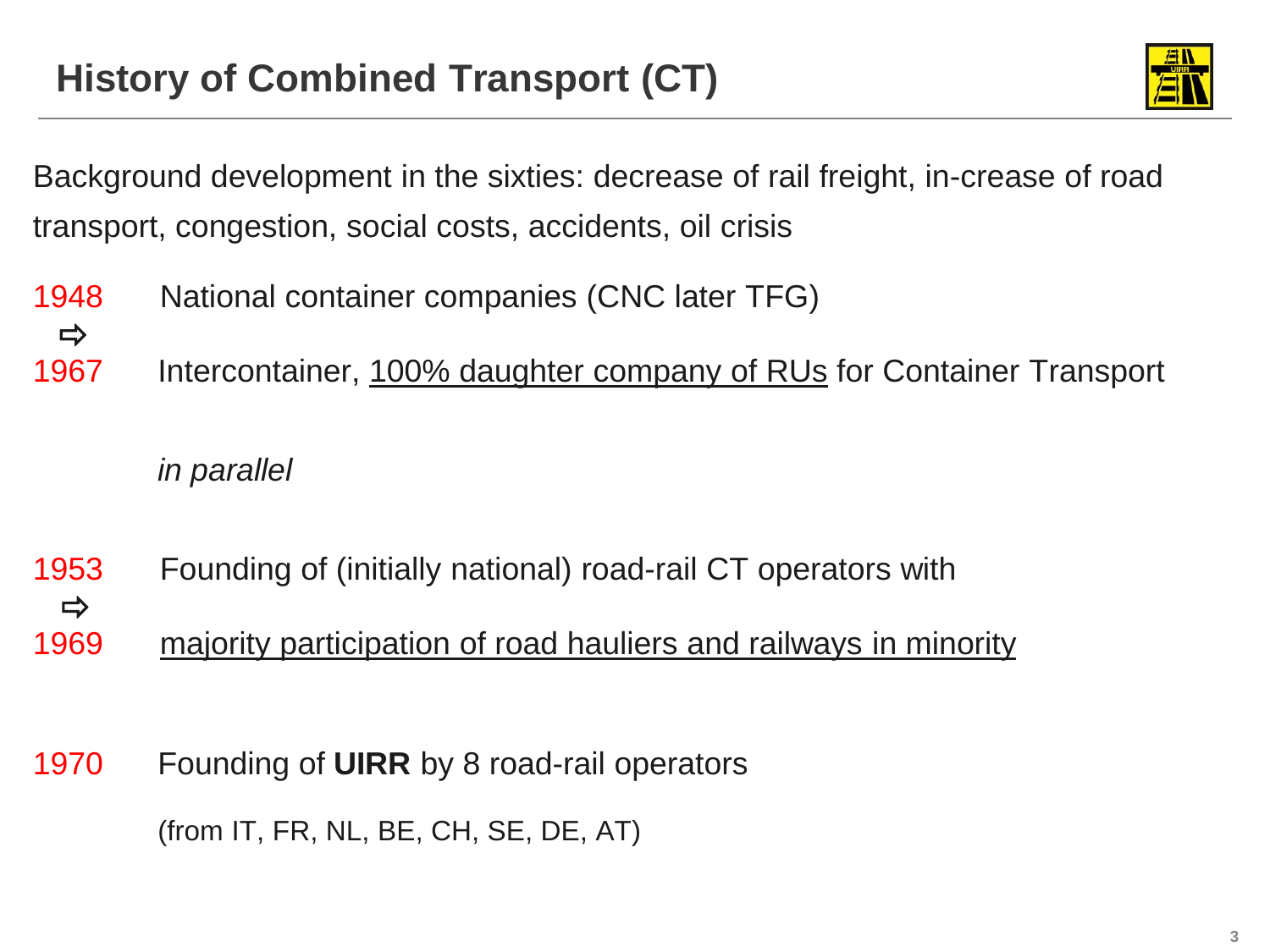# History of Combined Transport (CT)

Background development in the sixties: decrease of rail freight, in-crease of road transport, congestion, social costs, accidents, oil crisis

1948 ⇨ 1967 National container companies (CNC later TFG)
Intercontainer, <u>100% daughter company of RUs</u> for Container Transport

*in parallel*

1953 ⇨ 1969 Founding of (initially national) road-rail CT operators with
<u>majority participation of road hauliers and railways in minority</u>

1970 Founding of **UIRR** by 8 road-rail operators

(from IT, FR, NL, BE, CH, SE, DE, AT)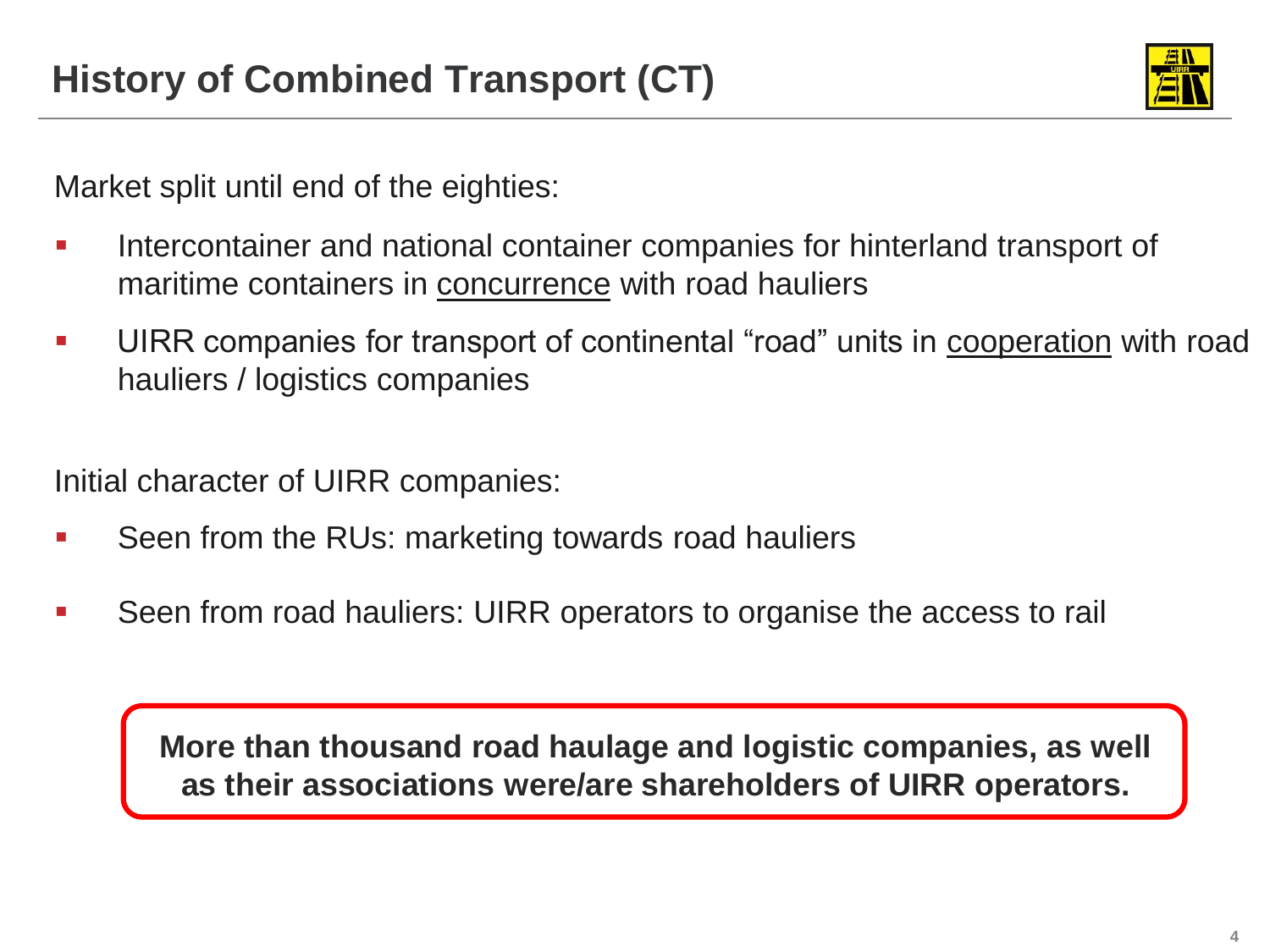# History of Combined Transport (CT)

Market split until end of the eighties:

- Intercontainer and national container companies for hinterland transport of maritime containers in <u>concurrence</u> with road hauliers
- UIRR companies for transport of continental "road" units in <u>cooperation</u> with road hauliers / logistics companies

Initial character of UIRR companies:

- Seen from the RUs: marketing towards road hauliers
- Seen from road hauliers: UIRR operators to organise the access to rail

**More than thousand road haulage and logistic companies, as well as their associations were/are shareholders of UIRR operators.**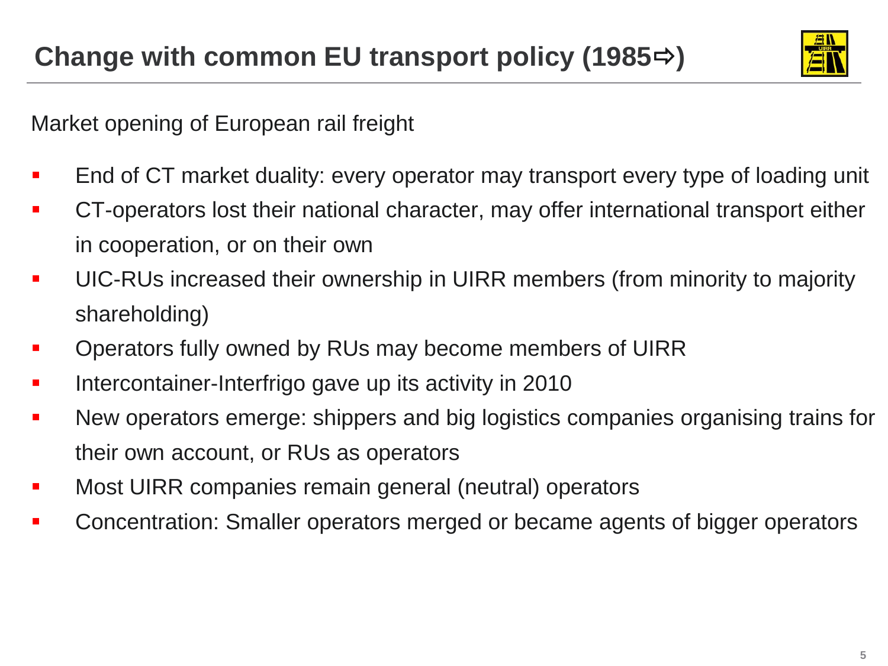# Change with common EU transport policy (1985⇨)

Market opening of European rail freight

- End of CT market duality: every operator may transport every type of loading unit
- CT-operators lost their national character, may offer international transport either in cooperation, or on their own
- UIC-RUs increased their ownership in UIRR members (from minority to majority shareholding)
- Operators fully owned by RUs may become members of UIRR
- Intercontainer-Interfrigo gave up its activity in 2010
- New operators emerge: shippers and big logistics companies organising trains for their own account, or RUs as operators
- Most UIRR companies remain general (neutral) operators
- Concentration: Smaller operators merged or became agents of bigger operators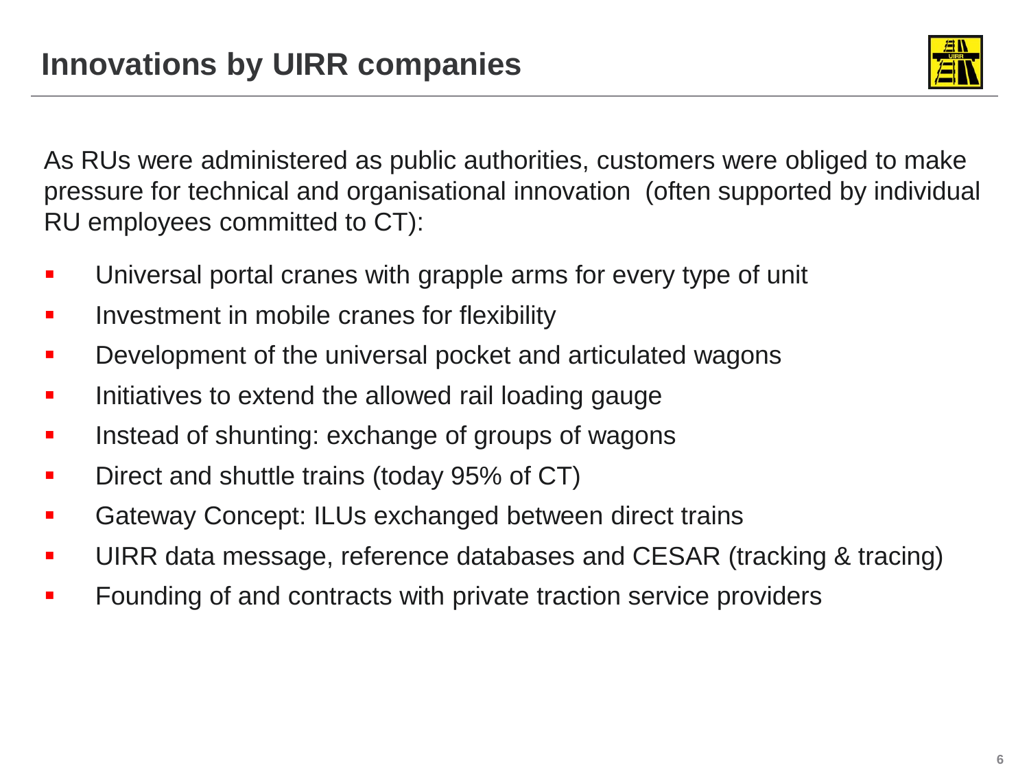# Innovations by UIRR companies

As RUs were administered as public authorities, customers were obliged to make pressure for technical and organisational innovation (often supported by individual RU employees committed to CT):

- Universal portal cranes with grapple arms for every type of unit
- Investment in mobile cranes for flexibility
- Development of the universal pocket and articulated wagons
- Initiatives to extend the allowed rail loading gauge
- Instead of shunting: exchange of groups of wagons
- Direct and shuttle trains (today 95% of CT)
- Gateway Concept: ILUs exchanged between direct trains
- UIRR data message, reference databases and CESAR (tracking & tracing)
- Founding of and contracts with private traction service providers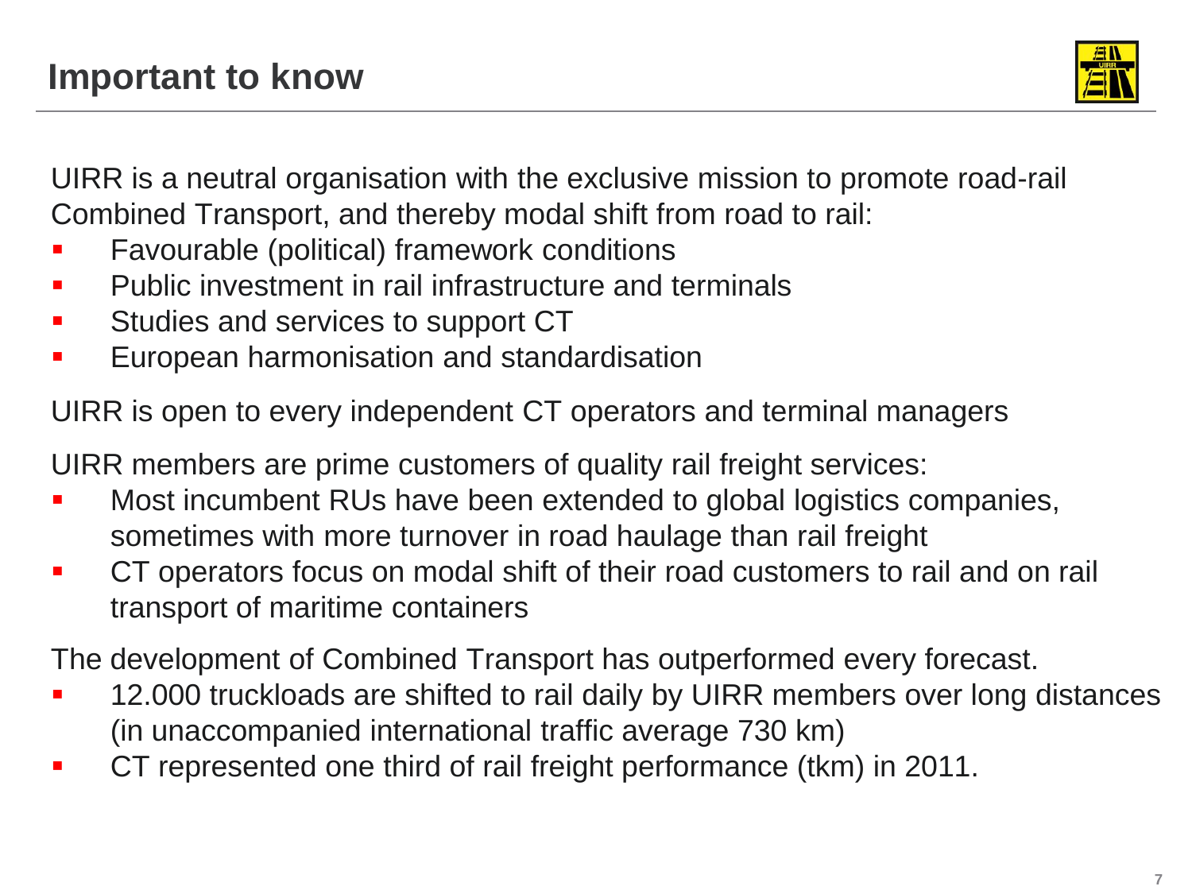# Important to know

UIRR is a neutral organisation with the exclusive mission to promote road-rail Combined Transport, and thereby modal shift from road to rail:

- Favourable (political) framework conditions
- Public investment in rail infrastructure and terminals
- Studies and services to support CT
- European harmonisation and standardisation

UIRR is open to every independent CT operators and terminal managers

UIRR members are prime customers of quality rail freight services:

- Most incumbent RUs have been extended to global logistics companies, sometimes with more turnover in road haulage than rail freight
- CT operators focus on modal shift of their road customers to rail and on rail transport of maritime containers

The development of Combined Transport has outperformed every forecast.

- 12.000 truckloads are shifted to rail daily by UIRR members over long distances (in unaccompanied international traffic average 730 km)
- CT represented one third of rail freight performance (tkm) in 2011.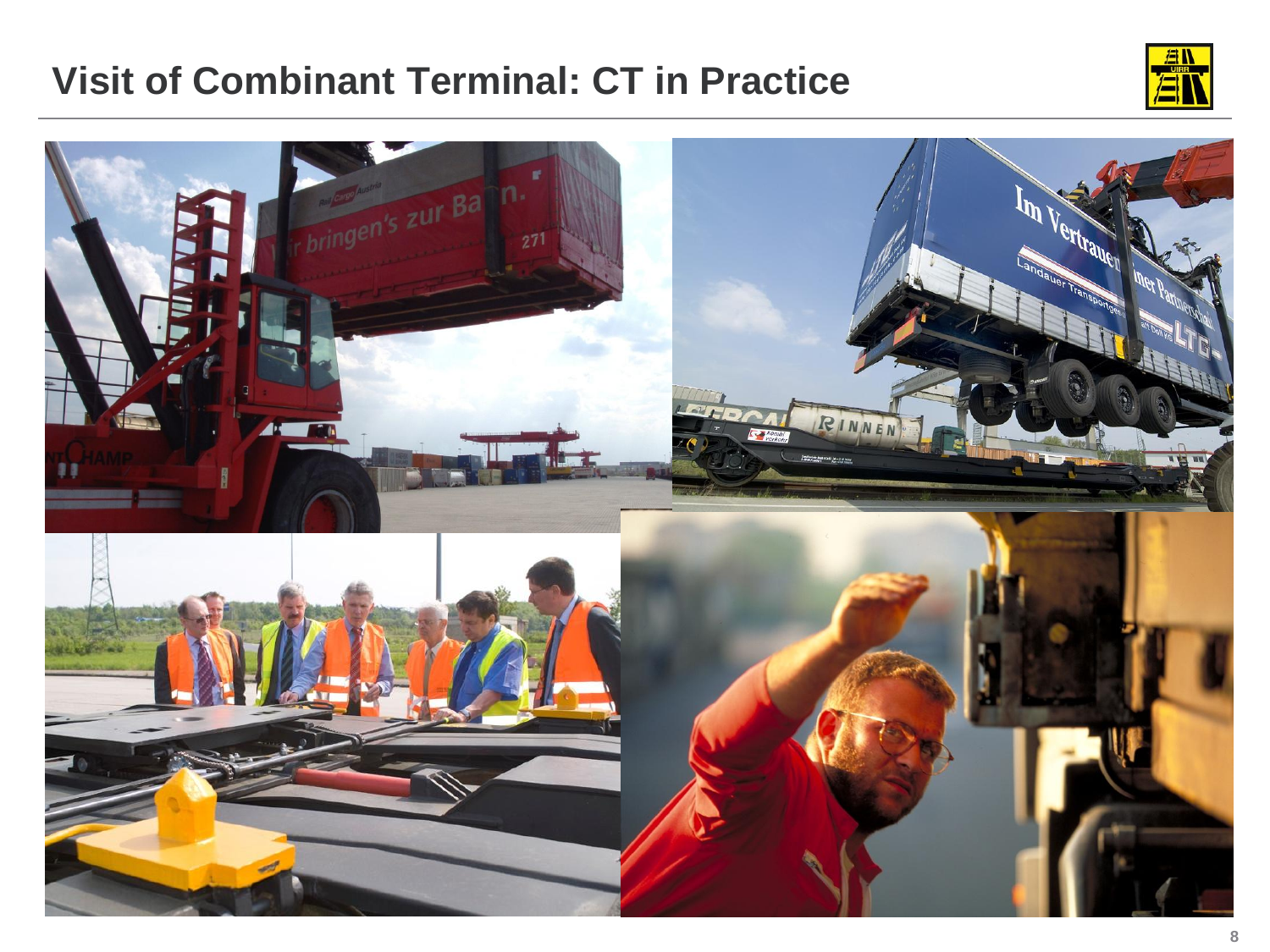# Visit of Combinant Terminal: CT in Practice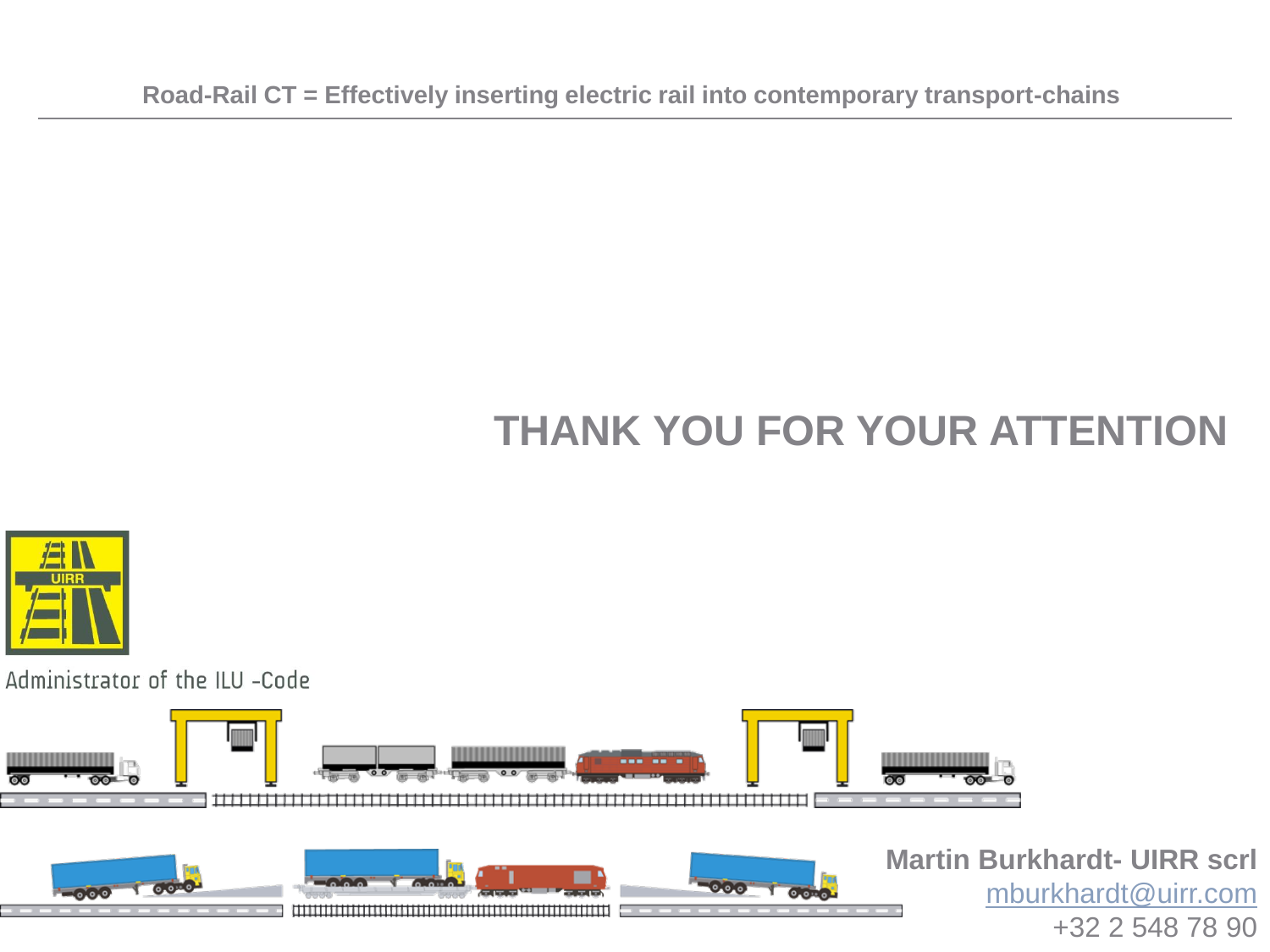# THANK YOU FOR YOUR ATTENTION

Administrator of the ILU -Code

**Martin Burkhardt- UIRR scrl**
mburkhardt@uirr.com
+32 2 548 78 90